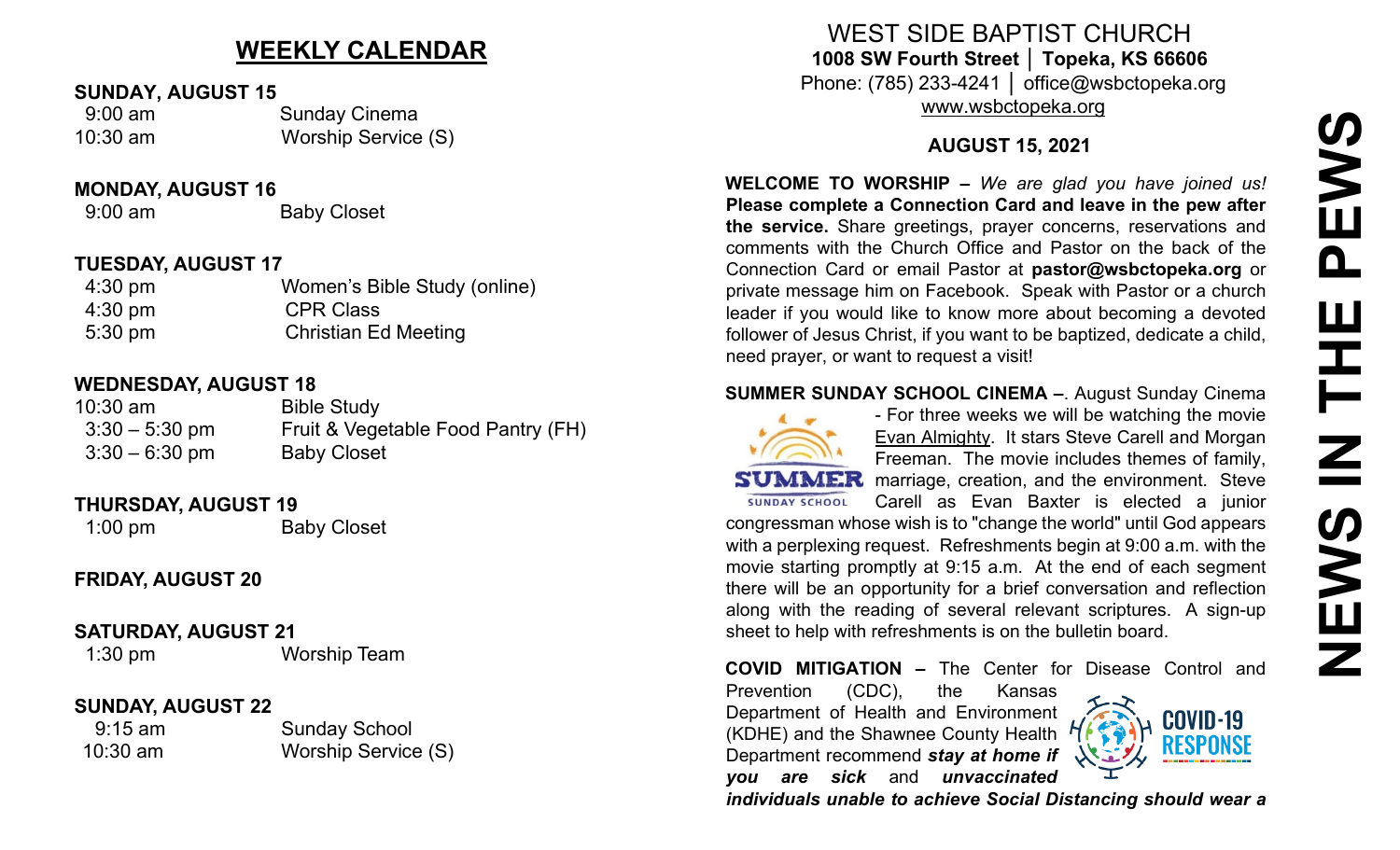## WEEKLY CALENDAR

**SUNDAY, AUGUST 15**

| | |
|---|---|
| 9:00 am | Sunday Cinema |
| 10:30 am | Worship Service (S) |

**MONDAY, AUGUST 16**

| | |
|---|---|
| 9:00 am | Baby Closet |

**TUESDAY, AUGUST 17**

| | |
|---|---|
| 4:30 pm | Women's Bible Study (online) |
| 4:30 pm | CPR Class |
| 5:30 pm | Christian Ed Meeting |

**WEDNESDAY, AUGUST 18**

| | |
|---|---|
| 10:30 am | Bible Study |
| 3:30 – 5:30 pm | Fruit & Vegetable Food Pantry (FH) |
| 3:30 – 6:30 pm | Baby Closet |

**THURSDAY, AUGUST 19**

| | |
|---|---|
| 1:00 pm | Baby Closet |

**FRIDAY, AUGUST 20**

**SATURDAY, AUGUST 21**

| | |
|---|---|
| 1:30 pm | Worship Team |

**SUNDAY, AUGUST 22**

| | |
|---|---|
| 9:15 am | Sunday School |
| 10:30 am | Worship Service (S) |

# WEST SIDE BAPTIST CHURCH

**1008 SW Fourth Street │ Topeka, KS 66606**

Phone: (785) 233-4241 │ office@wsbctopeka.org

www.wsbctopeka.org

# NEWS IN THE PEWS

**AUGUST 15, 2021**

**WELCOME TO WORSHIP –** *We are glad you have joined us!* **Please complete a Connection Card and leave in the pew after the service.** Share greetings, prayer concerns, reservations and comments with the Church Office and Pastor on the back of the Connection Card or email Pastor at **pastor@wsbctopeka.org** or private message him on Facebook. Speak with Pastor or a church leader if you would like to know more about becoming a devoted follower of Jesus Christ, if you want to be baptized, dedicate a child, need prayer, or want to request a visit!

**SUMMER SUNDAY SCHOOL CINEMA –**. August Sunday Cinema - For three weeks we will be watching the movie Evan Almighty. It stars Steve Carell and Morgan Freeman. The movie includes themes of family, marriage, creation, and the environment. Steve Carell as Evan Baxter is elected a junior congressman whose wish is to "change the world" until God appears with a perplexing request. Refreshments begin at 9:00 a.m. with the movie starting promptly at 9:15 a.m. At the end of each segment there will be an opportunity for a brief conversation and reflection along with the reading of several relevant scriptures. A sign-up sheet to help with refreshments is on the bulletin board.

**COVID MITIGATION –** The Center for Disease Control and Prevention (CDC), the Kansas Department of Health and Environment (KDHE) and the Shawnee County Health Department recommend ***stay at home if you are sick*** and ***unvaccinated individuals unable to achieve Social Distancing should wear a***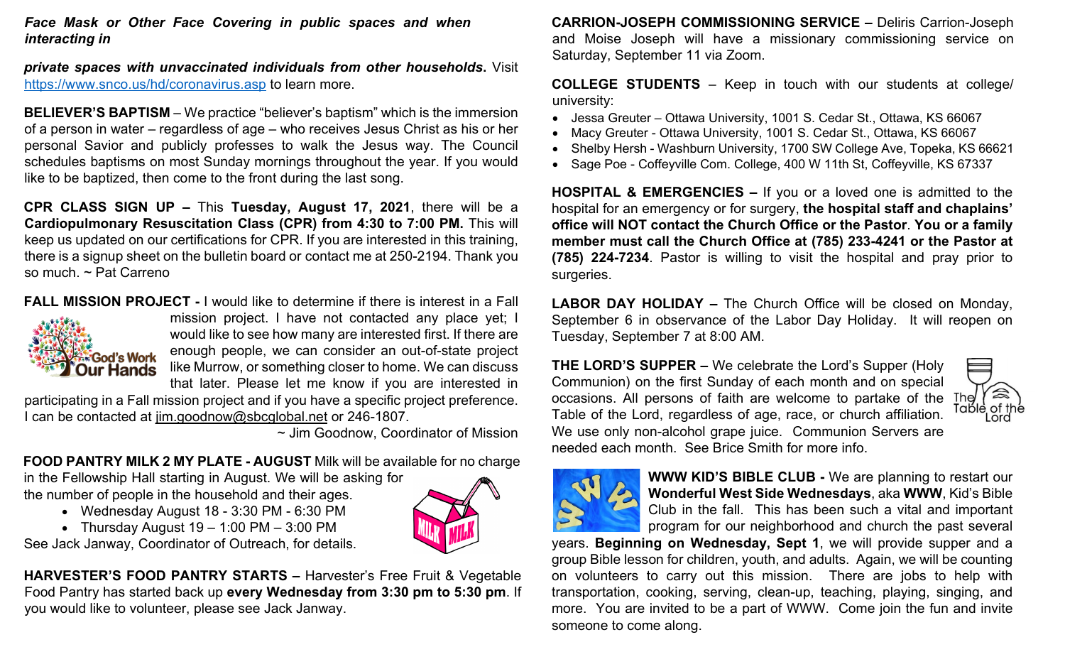***Face Mask or Other Face Covering in public spaces and when interacting in***

***private spaces with unvaccinated individuals from other households.*** Visit https://www.snco.us/hd/coronavirus.asp to learn more.

**BELIEVER'S BAPTISM** – We practice "believer's baptism" which is the immersion of a person in water – regardless of age – who receives Jesus Christ as his or her personal Savior and publicly professes to walk the Jesus way. The Council schedules baptisms on most Sunday mornings throughout the year. If you would like to be baptized, then come to the front during the last song.

**CPR CLASS SIGN UP –** This **Tuesday, August 17, 2021**, there will be a **Cardiopulmonary Resuscitation Class (CPR) from 4:30 to 7:00 PM.** This will keep us updated on our certifications for CPR. If you are interested in this training, there is a signup sheet on the bulletin board or contact me at 250-2194. Thank you so much. ~ Pat Carreno

**FALL MISSION PROJECT -** I would like to determine if there is interest in a Fall mission project. I have not contacted any place yet; I would like to see how many are interested first. If there are enough people, we can consider an out-of-state project like Murrow, or something closer to home. We can discuss that later. Please let me know if you are interested in participating in a Fall mission project and if you have a specific project preference. I can be contacted at jim.goodnow@sbcglobal.net or 246-1807.

~ Jim Goodnow, Coordinator of Mission

**FOOD PANTRY MILK 2 MY PLATE - AUGUST** Milk will be available for no charge in the Fellowship Hall starting in August. We will be asking for the number of people in the household and their ages.

- Wednesday August 18 - 3:30 PM - 6:30 PM
- Thursday August 19 – 1:00 PM – 3:00 PM

See Jack Janway, Coordinator of Outreach, for details.

**HARVESTER'S FOOD PANTRY STARTS –** Harvester's Free Fruit & Vegetable Food Pantry has started back up **every Wednesday from 3:30 pm to 5:30 pm**. If you would like to volunteer, please see Jack Janway.

**CARRION-JOSEPH COMMISSIONING SERVICE –** Deliris Carrion-Joseph and Moise Joseph will have a missionary commissioning service on Saturday, September 11 via Zoom.

**COLLEGE STUDENTS** – Keep in touch with our students at college/ university:

- Jessa Greuter – Ottawa University, 1001 S. Cedar St., Ottawa, KS 66067
- Macy Greuter - Ottawa University, 1001 S. Cedar St., Ottawa, KS 66067
- Shelby Hersh - Washburn University, 1700 SW College Ave, Topeka, KS 66621
- Sage Poe - Coffeyville Com. College, 400 W 11th St, Coffeyville, KS 67337

**HOSPITAL & EMERGENCIES –** If you or a loved one is admitted to the hospital for an emergency or for surgery, **the hospital staff and chaplains' office will NOT contact the Church Office or the Pastor**. **You or a family member must call the Church Office at (785) 233-4241 or the Pastor at (785) 224-7234**. Pastor is willing to visit the hospital and pray prior to surgeries.

**LABOR DAY HOLIDAY –** The Church Office will be closed on Monday, September 6 in observance of the Labor Day Holiday. It will reopen on Tuesday, September 7 at 8:00 AM.

**THE LORD'S SUPPER –** We celebrate the Lord's Supper (Holy Communion) on the first Sunday of each month and on special occasions. All persons of faith are welcome to partake of the Table of the Lord, regardless of age, race, or church affiliation. We use only non-alcohol grape juice. Communion Servers are needed each month. See Brice Smith for more info.

**WWW KID'S BIBLE CLUB -** We are planning to restart our **Wonderful West Side Wednesdays**, aka **WWW**, Kid's Bible Club in the fall. This has been such a vital and important program for our neighborhood and church the past several years. **Beginning on Wednesday, Sept 1**, we will provide supper and a group Bible lesson for children, youth, and adults. Again, we will be counting on volunteers to carry out this mission. There are jobs to help with transportation, cooking, serving, clean-up, teaching, playing, singing, and more. You are invited to be a part of WWW. Come join the fun and invite someone to come along.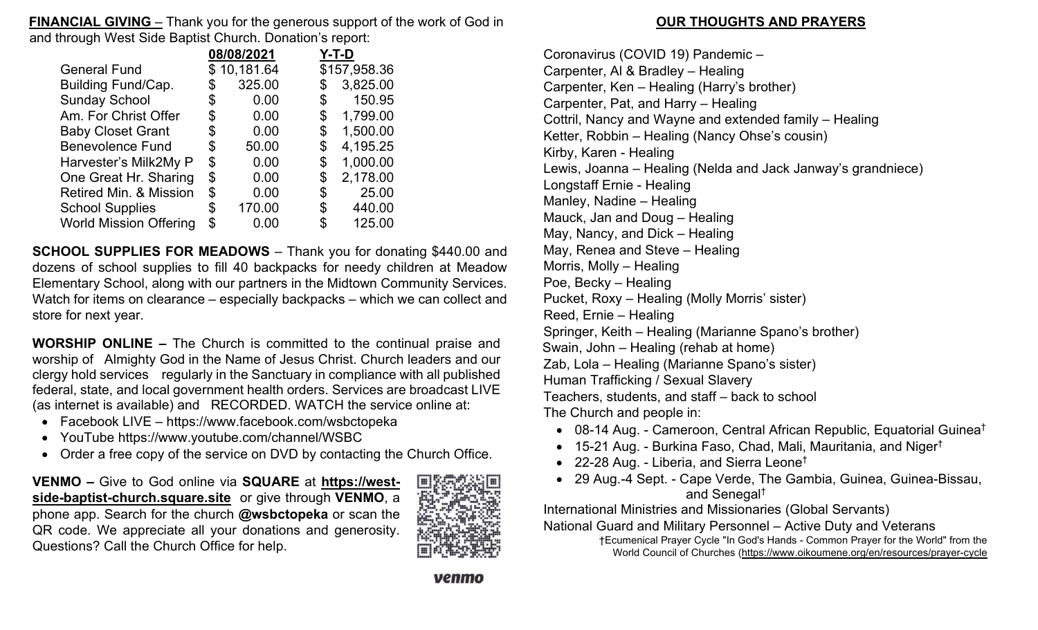**FINANCIAL GIVING** – Thank you for the generous support of the work of God in and through West Side Baptist Church. Donation's report:

| | 08/08/2021 | Y-T-D |
|---|---|---|
| General Fund | $ 10,181.64 | $157,958.36 |
| Building Fund/Cap. | $ 325.00 | $ 3,825.00 |
| Sunday School | $ 0.00 | $ 150.95 |
| Am. For Christ Offer | $ 0.00 | $ 1,799.00 |
| Baby Closet Grant | $ 0.00 | $ 1,500.00 |
| Benevolence Fund | $ 50.00 | $ 4,195.25 |
| Harvester's Milk2My P | $ 0.00 | $ 1,000.00 |
| One Great Hr. Sharing | $ 0.00 | $ 2,178.00 |
| Retired Min. & Mission | $ 0.00 | $ 25.00 |
| School Supplies | $ 170.00 | $ 440.00 |
| World Mission Offering | $ 0.00 | $ 125.00 |

**SCHOOL SUPPLIES FOR MEADOWS** – Thank you for donating $440.00 and dozens of school supplies to fill 40 backpacks for needy children at Meadow Elementary School, along with our partners in the Midtown Community Services. Watch for items on clearance – especially backpacks – which we can collect and store for next year.

**WORSHIP ONLINE –** The Church is committed to the continual praise and worship of Almighty God in the Name of Jesus Christ. Church leaders and our clergy hold services regularly in the Sanctuary in compliance with all published federal, state, and local government health orders. Services are broadcast LIVE (as internet is available) and RECORDED. WATCH the service online at:

- Facebook LIVE – https://www.facebook.com/wsbctopeka
- YouTube https://www.youtube.com/channel/WSBC
- Order a free copy of the service on DVD by contacting the Church Office.

**VENMO –** Give to God online via **SQUARE** at **https://west-side-baptist-church.square.site** or give through **VENMO**, a phone app. Search for the church **@wsbctopeka** or scan the QR code. We appreciate all your donations and generosity. Questions? Call the Church Office for help.

venmo

## OUR THOUGHTS AND PRAYERS

Coronavirus (COVID 19) Pandemic –
Carpenter, Al & Bradley – Healing
Carpenter, Ken – Healing (Harry's brother)
Carpenter, Pat, and Harry – Healing
Cottril, Nancy and Wayne and extended family – Healing
Ketter, Robbin – Healing (Nancy Ohse's cousin)
Kirby, Karen - Healing
Lewis, Joanna – Healing (Nelda and Jack Janway's grandniece)
Longstaff Ernie - Healing
Manley, Nadine – Healing
Mauck, Jan and Doug – Healing
May, Nancy, and Dick – Healing
May, Renea and Steve – Healing
Morris, Molly – Healing
Poe, Becky – Healing
Pucket, Roxy – Healing (Molly Morris' sister)
Reed, Ernie – Healing
Springer, Keith – Healing (Marianne Spano's brother)
Swain, John – Healing (rehab at home)
Zab, Lola – Healing (Marianne Spano's sister)
Human Trafficking / Sexual Slavery
Teachers, students, and staff – back to school
The Church and people in:

- 08-14 Aug. - Cameroon, Central African Republic, Equatorial Guinea†
- 15-21 Aug. - Burkina Faso, Chad, Mali, Mauritania, and Niger†
- 22-28 Aug. - Liberia, and Sierra Leone†
- 29 Aug.-4 Sept. - Cape Verde, The Gambia, Guinea, Guinea-Bissau, and Senegal†

International Ministries and Missionaries (Global Servants)
National Guard and Military Personnel – Active Duty and Veterans

†Ecumenical Prayer Cycle "In God's Hands - Common Prayer for the World" from the World Council of Churches (https://www.oikoumene.org/en/resources/prayer-cycle